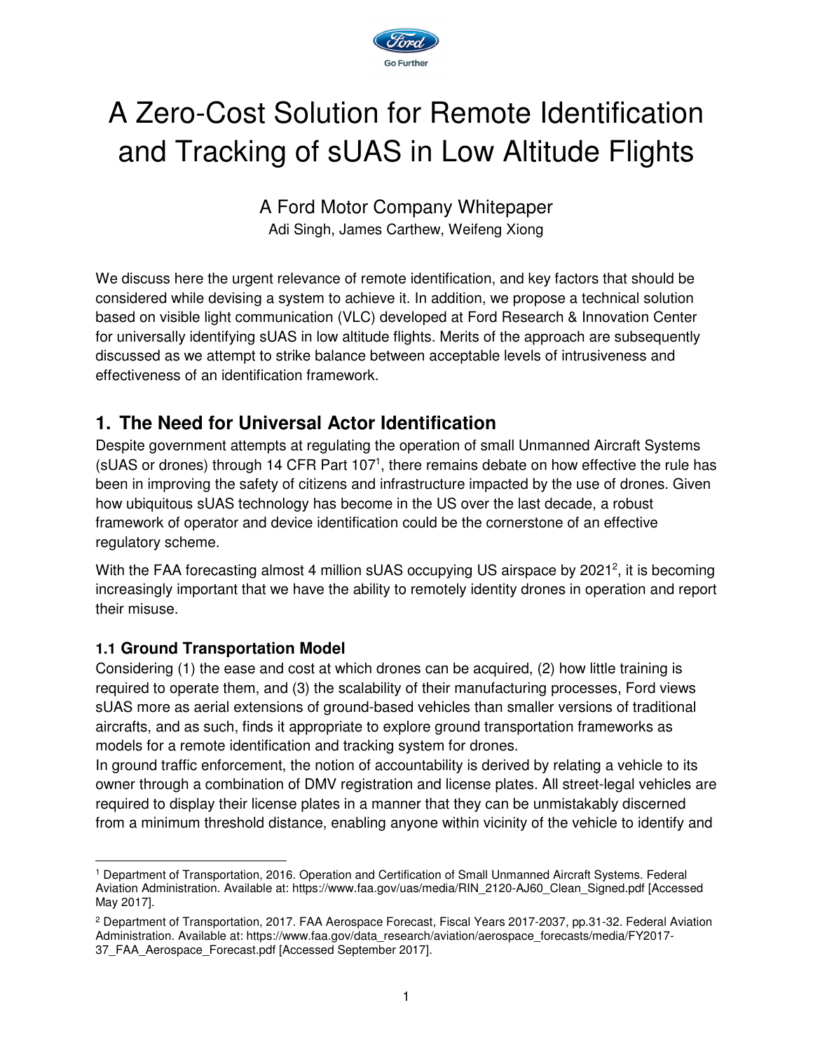# A Zero-Cost Solution for Remote Identification and Tracking of sUAS in Low Altitude Flights

A Ford Motor Company Whitepaper

Adi Singh, James Carthew, Weifeng Xiong

We discuss here the urgent relevance of remote identification, and key factors that should be considered while devising a system to achieve it. In addition, we propose a technical solution based on visible light communication (VLC) developed at Ford Research & Innovation Center for universally identifying sUAS in low altitude flights. Merits of the approach are subsequently discussed as we attempt to strike balance between acceptable levels of intrusiveness and effectiveness of an identification framework.

## 1. The Need for Universal Actor Identification

Despite government attempts at regulating the operation of small Unmanned Aircraft Systems (sUAS or drones) through 14 CFR Part 107[1], there remains debate on how effective the rule has been in improving the safety of citizens and infrastructure impacted by the use of drones. Given how ubiquitous sUAS technology has become in the US over the last decade, a robust framework of operator and device identification could be the cornerstone of an effective regulatory scheme.

With the FAA forecasting almost 4 million sUAS occupying US airspace by 2021[2], it is becoming increasingly important that we have the ability to remotely identity drones in operation and report their misuse.

### 1.1 Ground Transportation Model

Considering (1) the ease and cost at which drones can be acquired, (2) how little training is required to operate them, and (3) the scalability of their manufacturing processes, Ford views sUAS more as aerial extensions of ground-based vehicles than smaller versions of traditional aircrafts, and as such, finds it appropriate to explore ground transportation frameworks as models for a remote identification and tracking system for drones.

In ground traffic enforcement, the notion of accountability is derived by relating a vehicle to its owner through a combination of DMV registration and license plates. All street-legal vehicles are required to display their license plates in a manner that they can be unmistakably discerned from a minimum threshold distance, enabling anyone within vicinity of the vehicle to identify and

---

[1] Department of Transportation, 2016. Operation and Certification of Small Unmanned Aircraft Systems. Federal Aviation Administration. Available at: https://www.faa.gov/uas/media/RIN_2120-AJ60_Clean_Signed.pdf [Accessed May 2017].

[2] Department of Transportation, 2017. FAA Aerospace Forecast, Fiscal Years 2017-2037, pp.31-32. Federal Aviation Administration. Available at: https://www.faa.gov/data_research/aviation/aerospace_forecasts/media/FY2017-37_FAA_Aerospace_Forecast.pdf [Accessed September 2017].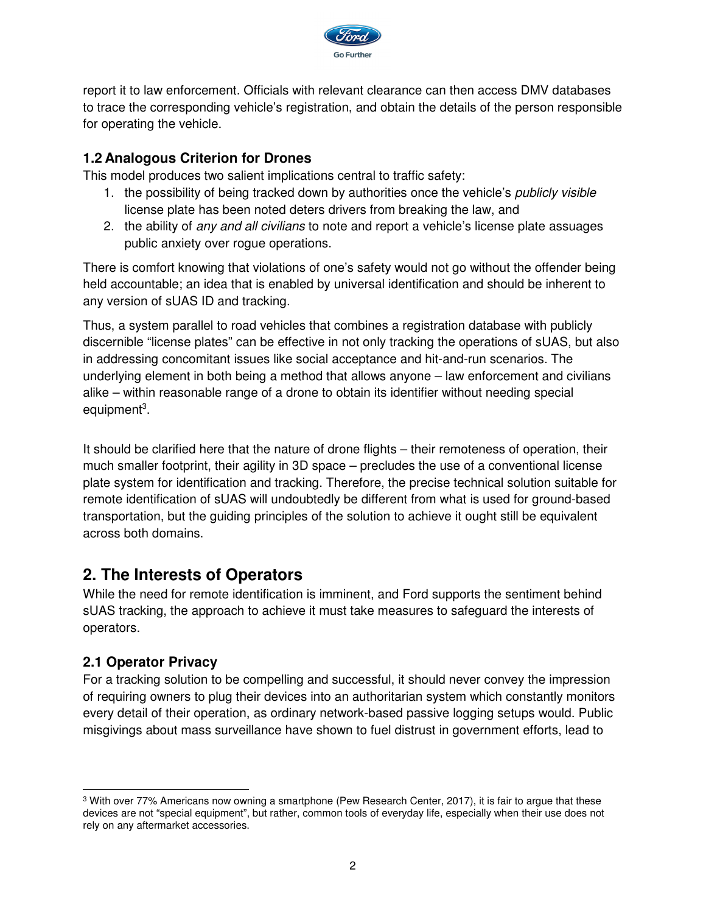report it to law enforcement. Officials with relevant clearance can then access DMV databases to trace the corresponding vehicle's registration, and obtain the details of the person responsible for operating the vehicle.

### 1.2 Analogous Criterion for Drones

This model produces two salient implications central to traffic safety:

1. the possibility of being tracked down by authorities once the vehicle's *publicly visible* license plate has been noted deters drivers from breaking the law, and
2. the ability of *any and all civilians* to note and report a vehicle's license plate assuages public anxiety over rogue operations.

There is comfort knowing that violations of one's safety would not go without the offender being held accountable; an idea that is enabled by universal identification and should be inherent to any version of sUAS ID and tracking.

Thus, a system parallel to road vehicles that combines a registration database with publicly discernible "license plates" can be effective in not only tracking the operations of sUAS, but also in addressing concomitant issues like social acceptance and hit-and-run scenarios. The underlying element in both being a method that allows anyone – law enforcement and civilians alike – within reasonable range of a drone to obtain its identifier without needing special equipment[3].

It should be clarified here that the nature of drone flights – their remoteness of operation, their much smaller footprint, their agility in 3D space – precludes the use of a conventional license plate system for identification and tracking. Therefore, the precise technical solution suitable for remote identification of sUAS will undoubtedly be different from what is used for ground-based transportation, but the guiding principles of the solution to achieve it ought still be equivalent across both domains.

## 2. The Interests of Operators

While the need for remote identification is imminent, and Ford supports the sentiment behind sUAS tracking, the approach to achieve it must take measures to safeguard the interests of operators.

### 2.1 Operator Privacy

For a tracking solution to be compelling and successful, it should never convey the impression of requiring owners to plug their devices into an authoritarian system which constantly monitors every detail of their operation, as ordinary network-based passive logging setups would. Public misgivings about mass surveillance have shown to fuel distrust in government efforts, lead to

[3] With over 77% Americans now owning a smartphone (Pew Research Center, 2017), it is fair to argue that these devices are not "special equipment", but rather, common tools of everyday life, especially when their use does not rely on any aftermarket accessories.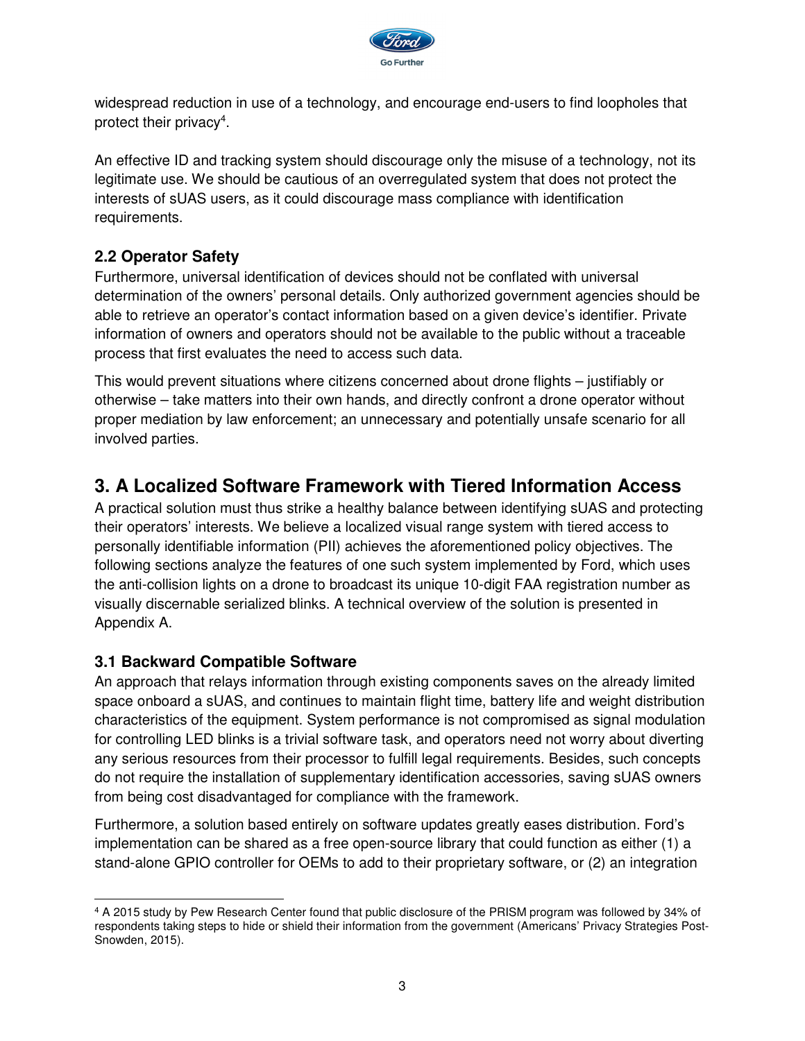widespread reduction in use of a technology, and encourage end-users to find loopholes that protect their privacy[4].

An effective ID and tracking system should discourage only the misuse of a technology, not its legitimate use. We should be cautious of an overregulated system that does not protect the interests of sUAS users, as it could discourage mass compliance with identification requirements.

### 2.2 Operator Safety

Furthermore, universal identification of devices should not be conflated with universal determination of the owners' personal details. Only authorized government agencies should be able to retrieve an operator's contact information based on a given device's identifier. Private information of owners and operators should not be available to the public without a traceable process that first evaluates the need to access such data.

This would prevent situations where citizens concerned about drone flights – justifiably or otherwise – take matters into their own hands, and directly confront a drone operator without proper mediation by law enforcement; an unnecessary and potentially unsafe scenario for all involved parties.

## 3. A Localized Software Framework with Tiered Information Access

A practical solution must thus strike a healthy balance between identifying sUAS and protecting their operators' interests. We believe a localized visual range system with tiered access to personally identifiable information (PII) achieves the aforementioned policy objectives. The following sections analyze the features of one such system implemented by Ford, which uses the anti-collision lights on a drone to broadcast its unique 10-digit FAA registration number as visually discernable serialized blinks. A technical overview of the solution is presented in Appendix A.

### 3.1 Backward Compatible Software

An approach that relays information through existing components saves on the already limited space onboard a sUAS, and continues to maintain flight time, battery life and weight distribution characteristics of the equipment. System performance is not compromised as signal modulation for controlling LED blinks is a trivial software task, and operators need not worry about diverting any serious resources from their processor to fulfill legal requirements. Besides, such concepts do not require the installation of supplementary identification accessories, saving sUAS owners from being cost disadvantaged for compliance with the framework.

Furthermore, a solution based entirely on software updates greatly eases distribution. Ford's implementation can be shared as a free open-source library that could function as either (1) a stand-alone GPIO controller for OEMs to add to their proprietary software, or (2) an integration

---

[4] A 2015 study by Pew Research Center found that public disclosure of the PRISM program was followed by 34% of respondents taking steps to hide or shield their information from the government (Americans' Privacy Strategies Post-Snowden, 2015).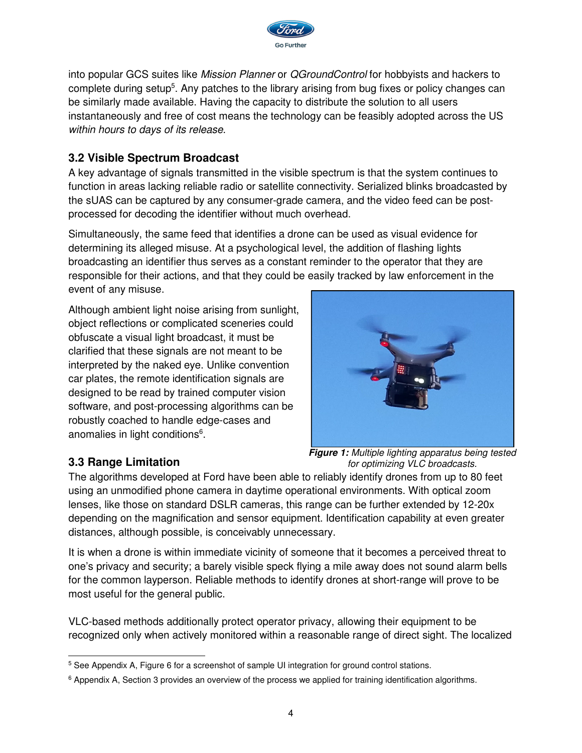into popular GCS suites like *Mission Planner* or *QGroundControl* for hobbyists and hackers to complete during setup[5]. Any patches to the library arising from bug fixes or policy changes can be similarly made available. Having the capacity to distribute the solution to all users instantaneously and free of cost means the technology can be feasibly adopted across the US *within hours to days of its release*.

### 3.2 Visible Spectrum Broadcast

A key advantage of signals transmitted in the visible spectrum is that the system continues to function in areas lacking reliable radio or satellite connectivity. Serialized blinks broadcasted by the sUAS can be captured by any consumer-grade camera, and the video feed can be post-processed for decoding the identifier without much overhead.

Simultaneously, the same feed that identifies a drone can be used as visual evidence for determining its alleged misuse. At a psychological level, the addition of flashing lights broadcasting an identifier thus serves as a constant reminder to the operator that they are responsible for their actions, and that they could be easily tracked by law enforcement in the event of any misuse.

Although ambient light noise arising from sunlight, object reflections or complicated sceneries could obfuscate a visual light broadcast, it must be clarified that these signals are not meant to be interpreted by the naked eye. Unlike convention car plates, the remote identification signals are designed to be read by trained computer vision software, and post-processing algorithms can be robustly coached to handle edge-cases and anomalies in light conditions[6].

***Figure 1:*** *Multiple lighting apparatus being tested for optimizing VLC broadcasts.*

### 3.3 Range Limitation

The algorithms developed at Ford have been able to reliably identify drones from up to 80 feet using an unmodified phone camera in daytime operational environments. With optical zoom lenses, like those on standard DSLR cameras, this range can be further extended by 12-20x depending on the magnification and sensor equipment. Identification capability at even greater distances, although possible, is conceivably unnecessary.

It is when a drone is within immediate vicinity of someone that it becomes a perceived threat to one's privacy and security; a barely visible speck flying a mile away does not sound alarm bells for the common layperson. Reliable methods to identify drones at short-range will prove to be most useful for the general public.

VLC-based methods additionally protect operator privacy, allowing their equipment to be recognized only when actively monitored within a reasonable range of direct sight. The localized

---

[5] See Appendix A, Figure 6 for a screenshot of sample UI integration for ground control stations.

[6] Appendix A, Section 3 provides an overview of the process we applied for training identification algorithms.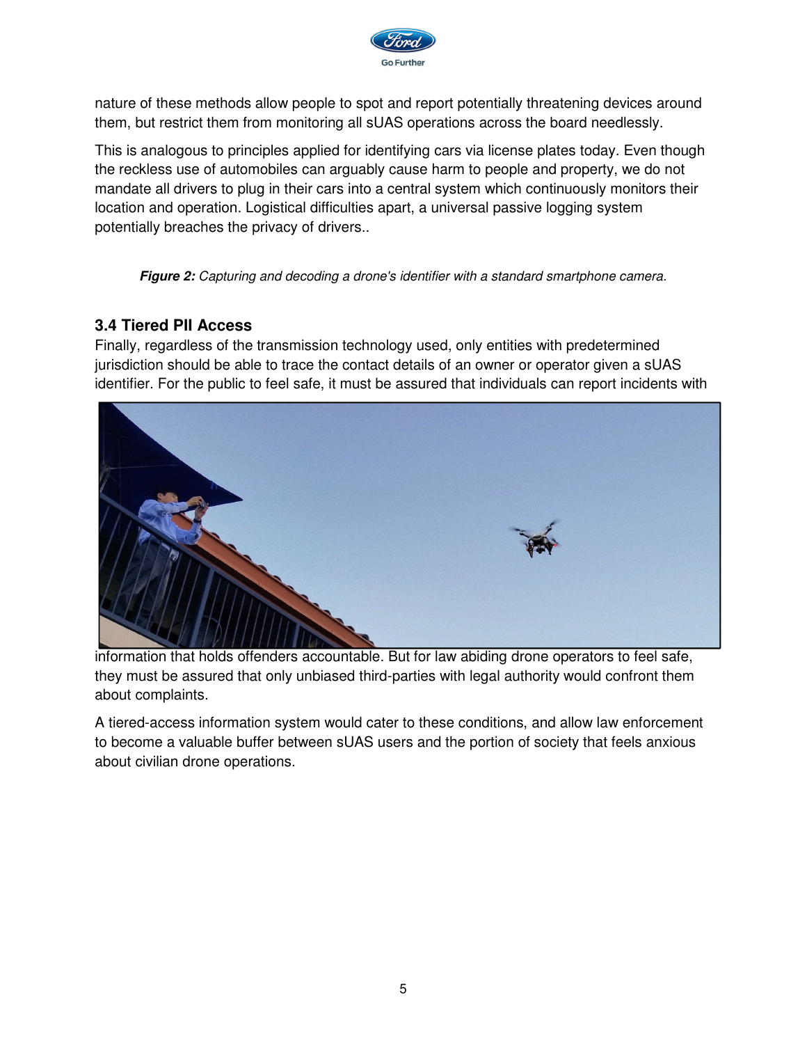nature of these methods allow people to spot and report potentially threatening devices around them, but restrict them from monitoring all sUAS operations across the board needlessly.

This is analogous to principles applied for identifying cars via license plates today. Even though the reckless use of automobiles can arguably cause harm to people and property, we do not mandate all drivers to plug in their cars into a central system which continuously monitors their location and operation. Logistical difficulties apart, a universal passive logging system potentially breaches the privacy of drivers..

***Figure 2:*** *Capturing and decoding a drone's identifier with a standard smartphone camera.*

### 3.4 Tiered PII Access

Finally, regardless of the transmission technology used, only entities with predetermined jurisdiction should be able to trace the contact details of an owner or operator given a sUAS identifier. For the public to feel safe, it must be assured that individuals can report incidents with information that holds offenders accountable. But for law abiding drone operators to feel safe, they must be assured that only unbiased third-parties with legal authority would confront them about complaints.

A tiered-access information system would cater to these conditions, and allow law enforcement to become a valuable buffer between sUAS users and the portion of society that feels anxious about civilian drone operations.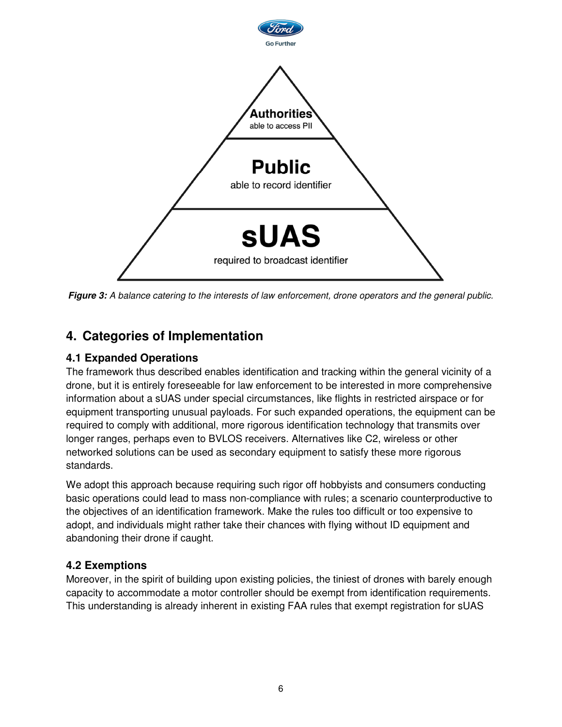Authorities
able to access PII

Public
able to record identifier

sUAS
required to broadcast identifier

***Figure 3:*** *A balance catering to the interests of law enforcement, drone operators and the general public.*

## 4. Categories of Implementation

### 4.1 Expanded Operations

The framework thus described enables identification and tracking within the general vicinity of a drone, but it is entirely foreseeable for law enforcement to be interested in more comprehensive information about a sUAS under special circumstances, like flights in restricted airspace or for equipment transporting unusual payloads. For such expanded operations, the equipment can be required to comply with additional, more rigorous identification technology that transmits over longer ranges, perhaps even to BVLOS receivers. Alternatives like C2, wireless or other networked solutions can be used as secondary equipment to satisfy these more rigorous standards.

We adopt this approach because requiring such rigor off hobbyists and consumers conducting basic operations could lead to mass non-compliance with rules; a scenario counterproductive to the objectives of an identification framework. Make the rules too difficult or too expensive to adopt, and individuals might rather take their chances with flying without ID equipment and abandoning their drone if caught.

### 4.2 Exemptions

Moreover, in the spirit of building upon existing policies, the tiniest of drones with barely enough capacity to accommodate a motor controller should be exempt from identification requirements. This understanding is already inherent in existing FAA rules that exempt registration for sUAS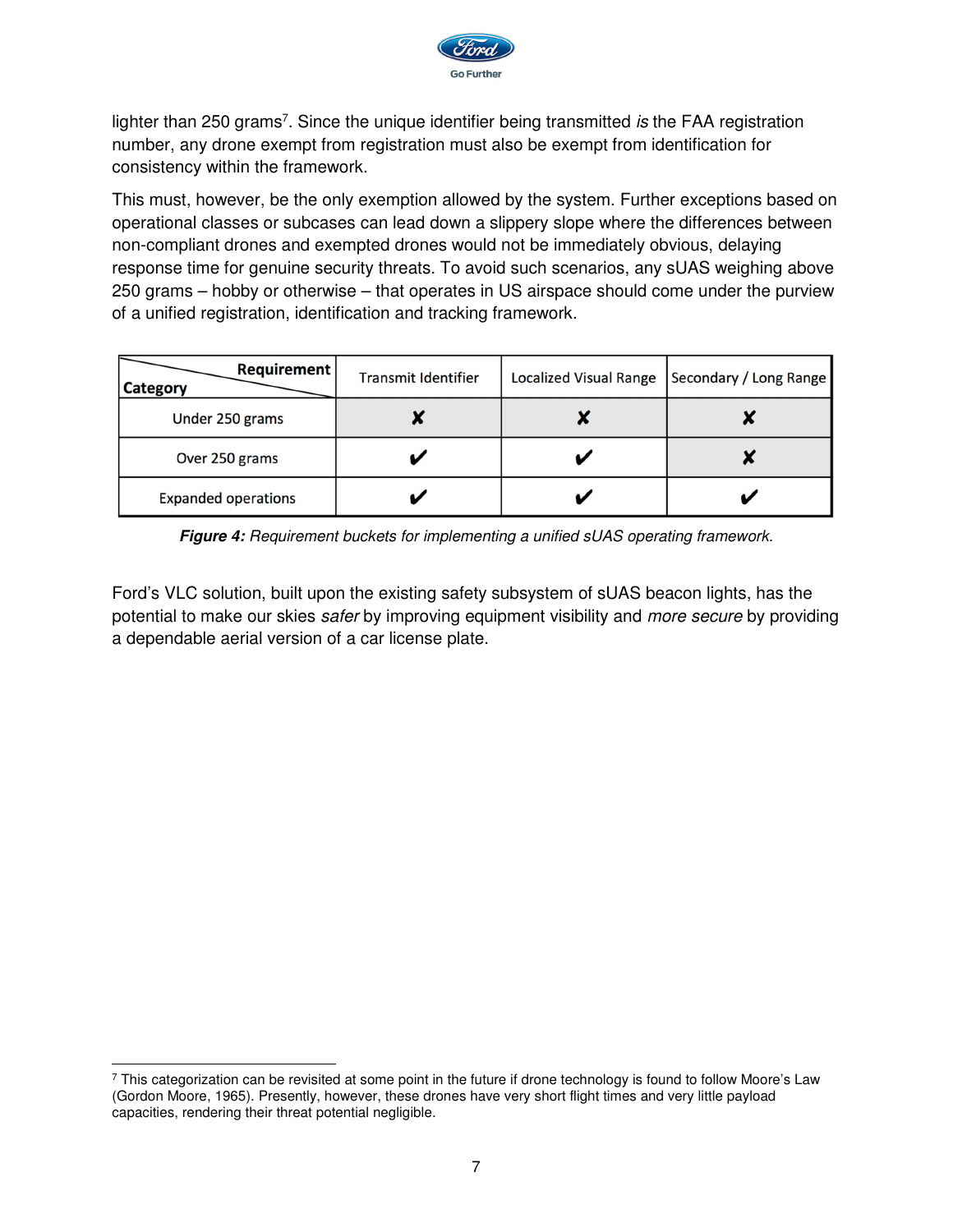lighter than 250 grams[7]. Since the unique identifier being transmitted *is* the FAA registration number, any drone exempt from registration must also be exempt from identification for consistency within the framework.

This must, however, be the only exemption allowed by the system. Further exceptions based on operational classes or subcases can lead down a slippery slope where the differences between non-compliant drones and exempted drones would not be immediately obvious, delaying response time for genuine security threats. To avoid such scenarios, any sUAS weighing above 250 grams – hobby or otherwise – that operates in US airspace should come under the purview of a unified registration, identification and tracking framework.

| Category \ Requirement | Transmit Identifier | Localized Visual Range | Secondary / Long Range |
|---|---|---|---|
| Under 250 grams | ✘ | ✘ | ✘ |
| Over 250 grams | ✔ | ✔ | ✘ |
| Expanded operations | ✔ | ✔ | ✔ |

***Figure 4:*** *Requirement buckets for implementing a unified sUAS operating framework.*

Ford's VLC solution, built upon the existing safety subsystem of sUAS beacon lights, has the potential to make our skies *safer* by improving equipment visibility and *more secure* by providing a dependable aerial version of a car license plate.

[7] This categorization can be revisited at some point in the future if drone technology is found to follow Moore's Law (Gordon Moore, 1965). Presently, however, these drones have very short flight times and very little payload capacities, rendering their threat potential negligible.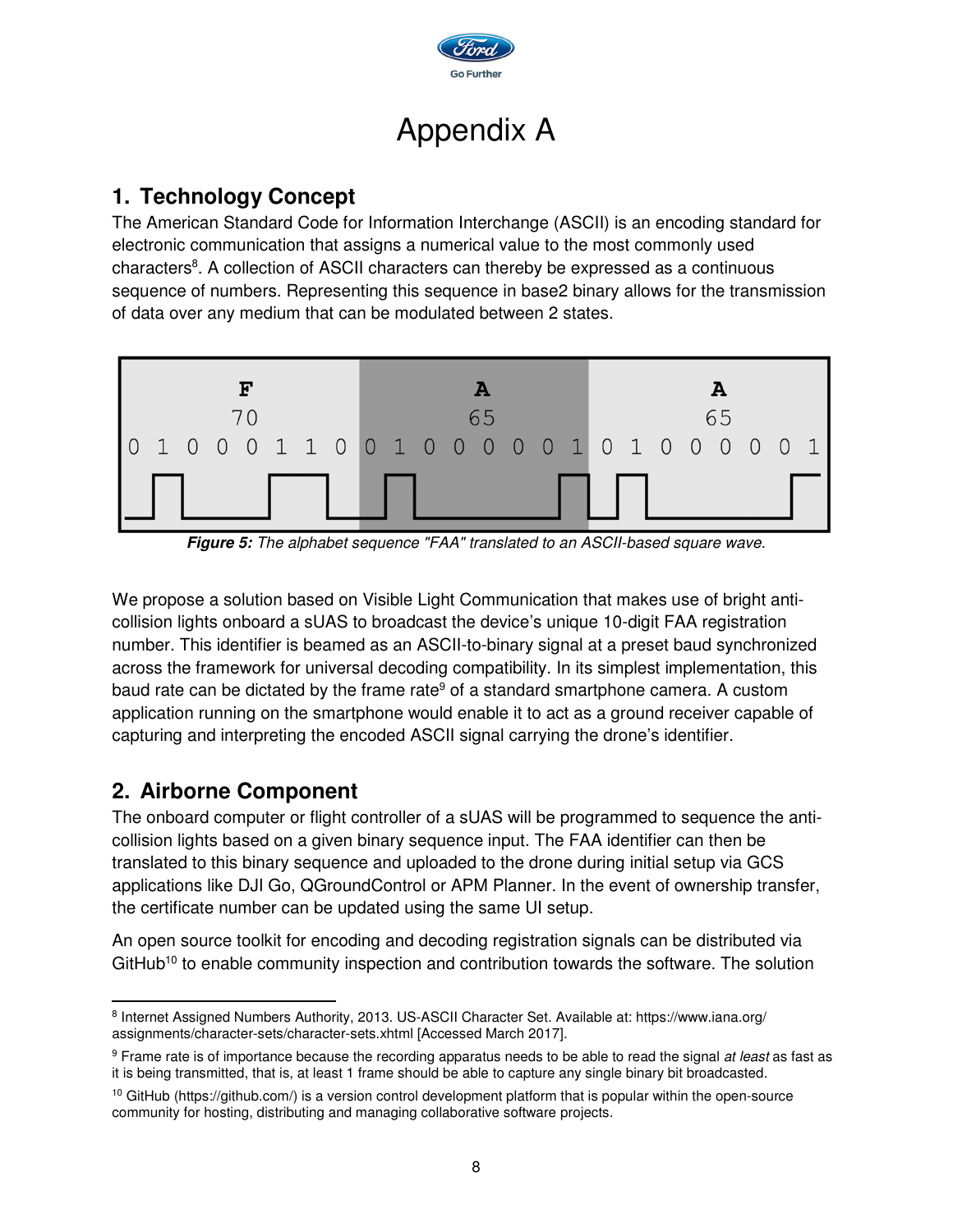# Appendix A

## 1. Technology Concept

The American Standard Code for Information Interchange (ASCII) is an encoding standard for electronic communication that assigns a numerical value to the most commonly used characters[8]. A collection of ASCII characters can thereby be expressed as a continuous sequence of numbers. Representing this sequence in base2 binary allows for the transmission of data over any medium that can be modulated between 2 states.

| F | A | A |
|---|---|---|
| 70 | 65 | 65 |
| 0 1 0 0 0 1 1 0 | 0 1 0 0 0 0 0 1 | 0 1 0 0 0 0 0 1 |

***Figure 5:*** *The alphabet sequence "FAA" translated to an ASCII-based square wave.*

We propose a solution based on Visible Light Communication that makes use of bright anti-collision lights onboard a sUAS to broadcast the device's unique 10-digit FAA registration number. This identifier is beamed as an ASCII-to-binary signal at a preset baud synchronized across the framework for universal decoding compatibility. In its simplest implementation, this baud rate can be dictated by the frame rate[9] of a standard smartphone camera. A custom application running on the smartphone would enable it to act as a ground receiver capable of capturing and interpreting the encoded ASCII signal carrying the drone's identifier.

## 2. Airborne Component

The onboard computer or flight controller of a sUAS will be programmed to sequence the anti-collision lights based on a given binary sequence input. The FAA identifier can then be translated to this binary sequence and uploaded to the drone during initial setup via GCS applications like DJI Go, QGroundControl or APM Planner. In the event of ownership transfer, the certificate number can be updated using the same UI setup.

An open source toolkit for encoding and decoding registration signals can be distributed via GitHub[10] to enable community inspection and contribution towards the software. The solution

---

[8] Internet Assigned Numbers Authority, 2013. US-ASCII Character Set. Available at: https://www.iana.org/assignments/character-sets/character-sets.xhtml [Accessed March 2017].

[9] Frame rate is of importance because the recording apparatus needs to be able to read the signal *at least* as fast as it is being transmitted, that is, at least 1 frame should be able to capture any single binary bit broadcasted.

[10] GitHub (https://github.com/) is a version control development platform that is popular within the open-source community for hosting, distributing and managing collaborative software projects.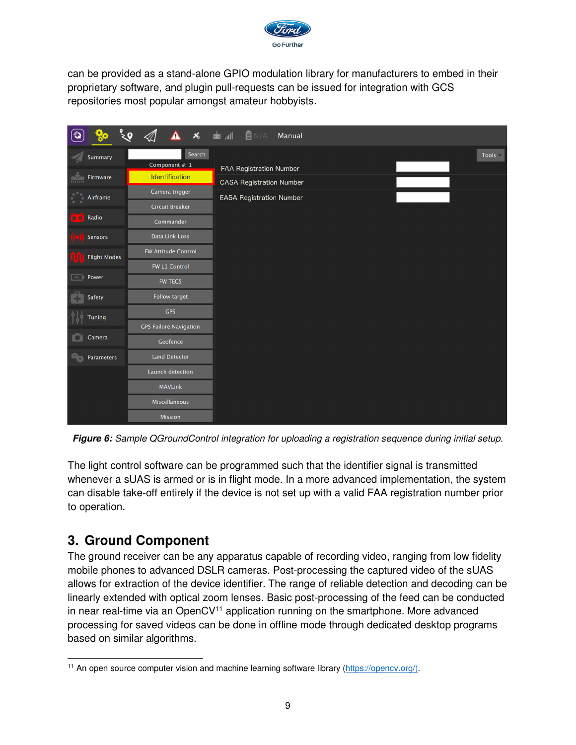can be provided as a stand-alone GPIO modulation library for manufacturers to embed in their proprietary software, and plugin pull-requests can be issued for integration with GCS repositories most popular amongst amateur hobbyists.

***Figure 6:*** *Sample QGroundControl integration for uploading a registration sequence during initial setup.*

The light control software can be programmed such that the identifier signal is transmitted whenever a sUAS is armed or is in flight mode. In a more advanced implementation, the system can disable take-off entirely if the device is not set up with a valid FAA registration number prior to operation.

## 3. Ground Component

The ground receiver can be any apparatus capable of recording video, ranging from low fidelity mobile phones to advanced DSLR cameras. Post-processing the captured video of the sUAS allows for extraction of the device identifier. The range of reliable detection and decoding can be linearly extended with optical zoom lenses. Basic post-processing of the feed can be conducted in near real-time via an OpenCV[11] application running on the smartphone. More advanced processing for saved videos can be done in offline mode through dedicated desktop programs based on similar algorithms.

[11] An open source computer vision and machine learning software library (https://opencv.org/).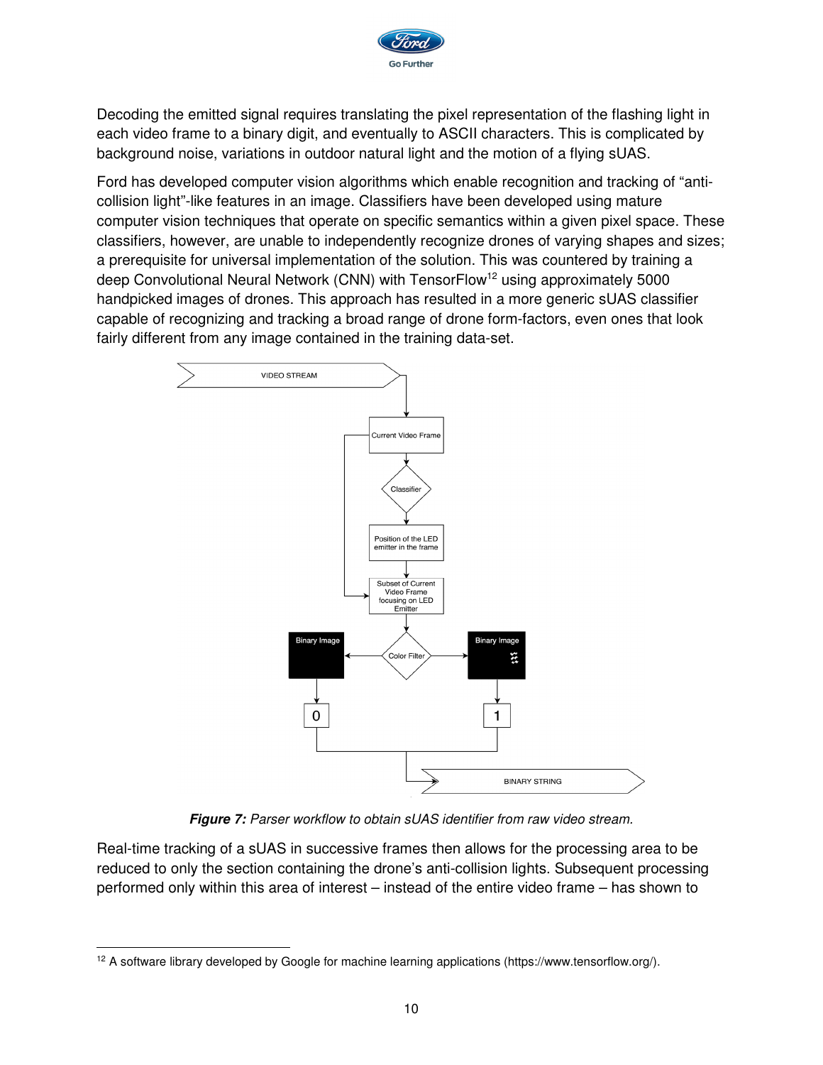Decoding the emitted signal requires translating the pixel representation of the flashing light in each video frame to a binary digit, and eventually to ASCII characters. This is complicated by background noise, variations in outdoor natural light and the motion of a flying sUAS.

Ford has developed computer vision algorithms which enable recognition and tracking of "anti-collision light"-like features in an image. Classifiers have been developed using mature computer vision techniques that operate on specific semantics within a given pixel space. These classifiers, however, are unable to independently recognize drones of varying shapes and sizes; a prerequisite for universal implementation of the solution. This was countered by training a deep Convolutional Neural Network (CNN) with TensorFlow[12] using approximately 5000 handpicked images of drones. This approach has resulted in a more generic sUAS classifier capable of recognizing and tracking a broad range of drone form-factors, even ones that look fairly different from any image contained in the training data-set.

***Figure 7:*** *Parser workflow to obtain sUAS identifier from raw video stream.*

Real-time tracking of a sUAS in successive frames then allows for the processing area to be reduced to only the section containing the drone's anti-collision lights. Subsequent processing performed only within this area of interest – instead of the entire video frame – has shown to

[12] A software library developed by Google for machine learning applications (https://www.tensorflow.org/).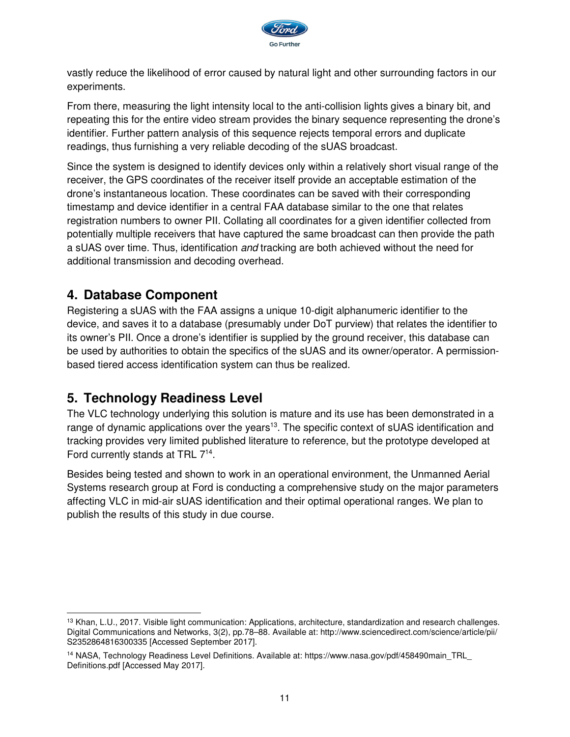vastly reduce the likelihood of error caused by natural light and other surrounding factors in our experiments.

From there, measuring the light intensity local to the anti-collision lights gives a binary bit, and repeating this for the entire video stream provides the binary sequence representing the drone's identifier. Further pattern analysis of this sequence rejects temporal errors and duplicate readings, thus furnishing a very reliable decoding of the sUAS broadcast.

Since the system is designed to identify devices only within a relatively short visual range of the receiver, the GPS coordinates of the receiver itself provide an acceptable estimation of the drone's instantaneous location. These coordinates can be saved with their corresponding timestamp and device identifier in a central FAA database similar to the one that relates registration numbers to owner PII. Collating all coordinates for a given identifier collected from potentially multiple receivers that have captured the same broadcast can then provide the path a sUAS over time. Thus, identification *and* tracking are both achieved without the need for additional transmission and decoding overhead.

## 4. Database Component

Registering a sUAS with the FAA assigns a unique 10-digit alphanumeric identifier to the device, and saves it to a database (presumably under DoT purview) that relates the identifier to its owner's PII. Once a drone's identifier is supplied by the ground receiver, this database can be used by authorities to obtain the specifics of the sUAS and its owner/operator. A permission-based tiered access identification system can thus be realized.

## 5. Technology Readiness Level

The VLC technology underlying this solution is mature and its use has been demonstrated in a range of dynamic applications over the years[13]. The specific context of sUAS identification and tracking provides very limited published literature to reference, but the prototype developed at Ford currently stands at TRL 7[14].

Besides being tested and shown to work in an operational environment, the Unmanned Aerial Systems research group at Ford is conducting a comprehensive study on the major parameters affecting VLC in mid-air sUAS identification and their optimal operational ranges. We plan to publish the results of this study in due course.

---

[13] Khan, L.U., 2017. Visible light communication: Applications, architecture, standardization and research challenges. Digital Communications and Networks, 3(2), pp.78–88. Available at: http://www.sciencedirect.com/science/article/pii/S2352864816300335 [Accessed September 2017].

[14] NASA, Technology Readiness Level Definitions. Available at: https://www.nasa.gov/pdf/458490main_TRL_Definitions.pdf [Accessed May 2017].